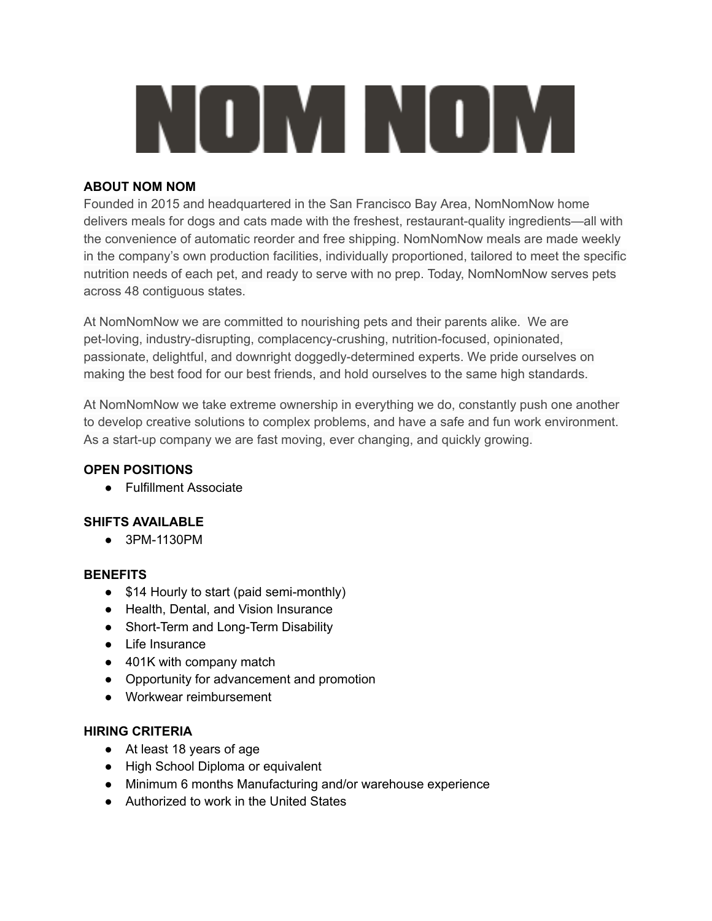# NOM NOM

**ABOUT NOM NOM**

Founded in 2015 and headquartered in the San Francisco Bay Area, NomNomNow home delivers meals for dogs and cats made with the freshest, restaurant-quality ingredients—all with the convenience of automatic reorder and free shipping. NomNomNow meals are made weekly in the company's own production facilities, individually proportioned, tailored to meet the specific nutrition needs of each pet, and ready to serve with no prep. Today, NomNomNow serves pets across 48 contiguous states.

At NomNomNow we are committed to nourishing pets and their parents alike. We are pet-loving, industry-disrupting, complacency-crushing, nutrition-focused, opinionated, passionate, delightful, and downright doggedly-determined experts. We pride ourselves on making the best food for our best friends, and hold ourselves to the same high standards.

At NomNomNow we take extreme ownership in everything we do, constantly push one another to develop creative solutions to complex problems, and have a safe and fun work environment. As a start-up company we are fast moving, ever changing, and quickly growing.

**OPEN POSITIONS**

- Fulfillment Associate

**SHIFTS AVAILABLE**

- 3PM-1130PM

**BENEFITS**

- $14 Hourly to start (paid semi-monthly)
- Health, Dental, and Vision Insurance
- Short-Term and Long-Term Disability
- Life Insurance
- 401K with company match
- Opportunity for advancement and promotion
- Workwear reimbursement

**HIRING CRITERIA**

- At least 18 years of age
- High School Diploma or equivalent
- Minimum 6 months Manufacturing and/or warehouse experience
- Authorized to work in the United States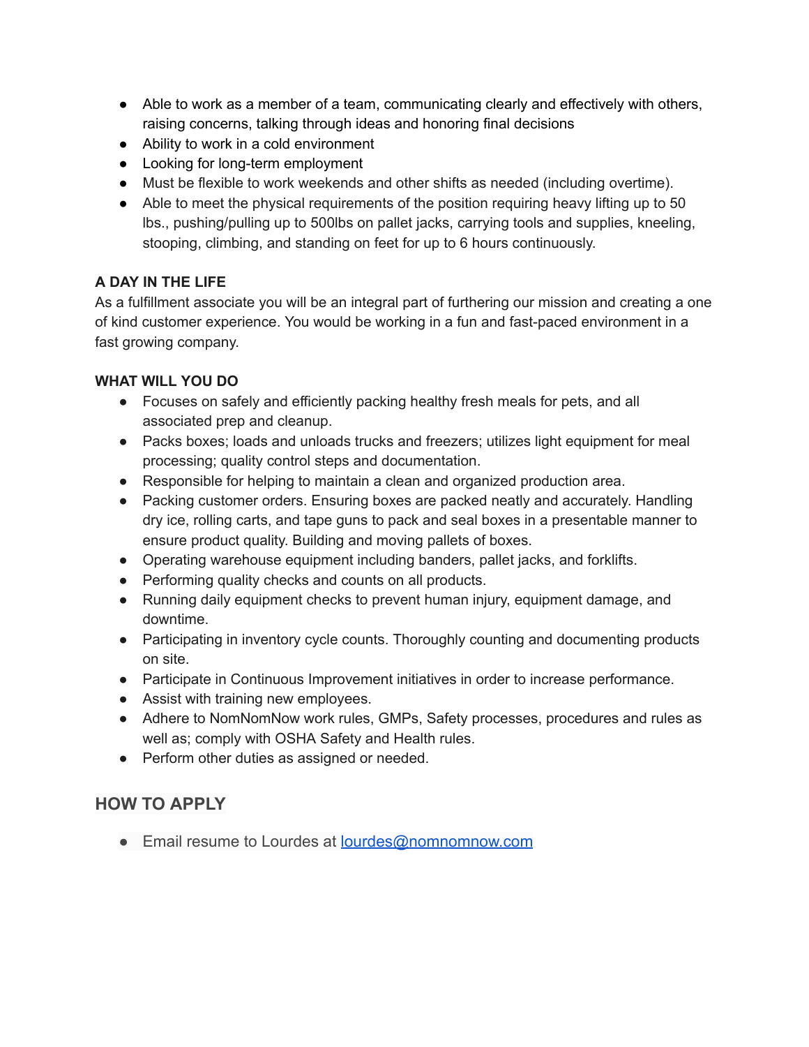- Able to work as a member of a team, communicating clearly and effectively with others, raising concerns, talking through ideas and honoring final decisions
- Ability to work in a cold environment
- Looking for long-term employment
- Must be flexible to work weekends and other shifts as needed (including overtime).
- Able to meet the physical requirements of the position requiring heavy lifting up to 50 lbs., pushing/pulling up to 500lbs on pallet jacks, carrying tools and supplies, kneeling, stooping, climbing, and standing on feet for up to 6 hours continuously.

**A DAY IN THE LIFE**

As a fulfillment associate you will be an integral part of furthering our mission and creating a one of kind customer experience. You would be working in a fun and fast-paced environment in a fast growing company.

**WHAT WILL YOU DO**

- Focuses on safely and efficiently packing healthy fresh meals for pets, and all associated prep and cleanup.
- Packs boxes; loads and unloads trucks and freezers; utilizes light equipment for meal processing; quality control steps and documentation.
- Responsible for helping to maintain a clean and organized production area.
- Packing customer orders. Ensuring boxes are packed neatly and accurately. Handling dry ice, rolling carts, and tape guns to pack and seal boxes in a presentable manner to ensure product quality. Building and moving pallets of boxes.
- Operating warehouse equipment including banders, pallet jacks, and forklifts.
- Performing quality checks and counts on all products.
- Running daily equipment checks to prevent human injury, equipment damage, and downtime.
- Participating in inventory cycle counts. Thoroughly counting and documenting products on site.
- Participate in Continuous Improvement initiatives in order to increase performance.
- Assist with training new employees.
- Adhere to NomNomNow work rules, GMPs, Safety processes, procedures and rules as well as; comply with OSHA Safety and Health rules.
- Perform other duties as assigned or needed.

## HOW TO APPLY

- Email resume to Lourdes at [lourdes@nomnomnow.com](mailto:lourdes@nomnomnow.com)